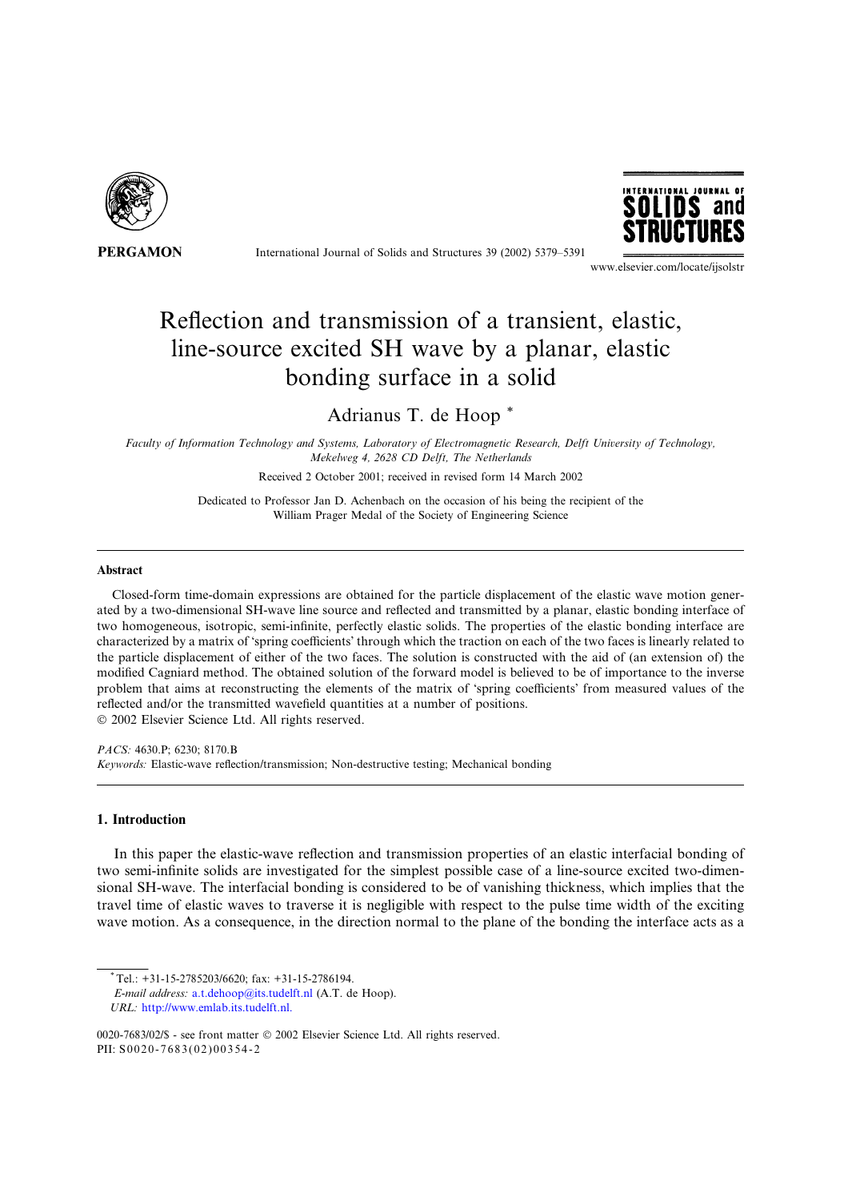# Reflection and transmission of a transient, elastic, line-source excited SH wave by a planar, elastic bonding surface in a solid

Adrianus T. de Hoop *

*Faculty of Information Technology and Systems, Laboratory of Electromagnetic Research, Delft University of Technology, Mekelweg 4, 2628 CD Delft, The Netherlands*

Received 2 October 2001; received in revised form 14 March 2002

Dedicated to Professor Jan D. Achenbach on the occasion of his being the recipient of the William Prager Medal of the Society of Engineering Science

## Abstract

Closed-form time-domain expressions are obtained for the particle displacement of the elastic wave motion generated by a two-dimensional SH-wave line source and reflected and transmitted by a planar, elastic bonding interface of two homogeneous, isotropic, semi-infinite, perfectly elastic solids. The properties of the elastic bonding interface are characterized by a matrix of 'spring coefficients' through which the traction on each of the two faces is linearly related to the particle displacement of either of the two faces. The solution is constructed with the aid of (an extension of) the modified Cagniard method. The obtained solution of the forward model is believed to be of importance to the inverse problem that aims at reconstructing the elements of the matrix of 'spring coefficients' from measured values of the reflected and/or the transmitted wavefield quantities at a number of positions.

© 2002 Elsevier Science Ltd. All rights reserved.

*PACS:* 4630.P; 6230; 8170.B

*Keywords:* Elastic-wave reflection/transmission; Non-destructive testing; Mechanical bonding

## 1. Introduction

In this paper the elastic-wave reflection and transmission properties of an elastic interfacial bonding of two semi-infinite solids are investigated for the simplest possible case of a line-source excited two-dimensional SH-wave. The interfacial bonding is considered to be of vanishing thickness, which implies that the travel time of elastic waves to traverse it is negligible with respect to the pulse time width of the exciting wave motion. As a consequence, in the direction normal to the plane of the bonding the interface acts as a

---

* Tel.: +31-15-2785203/6620; fax: +31-15-2786194.

*E-mail address:* a.t.dehoop@its.tudelft.nl (A.T. de Hoop).

*URL:* http://www.emlab.its.tudelft.nl.

0020-7683/02/$ - see front matter © 2002 Elsevier Science Ltd. All rights reserved.
PII: S0020-7683(02)00354-2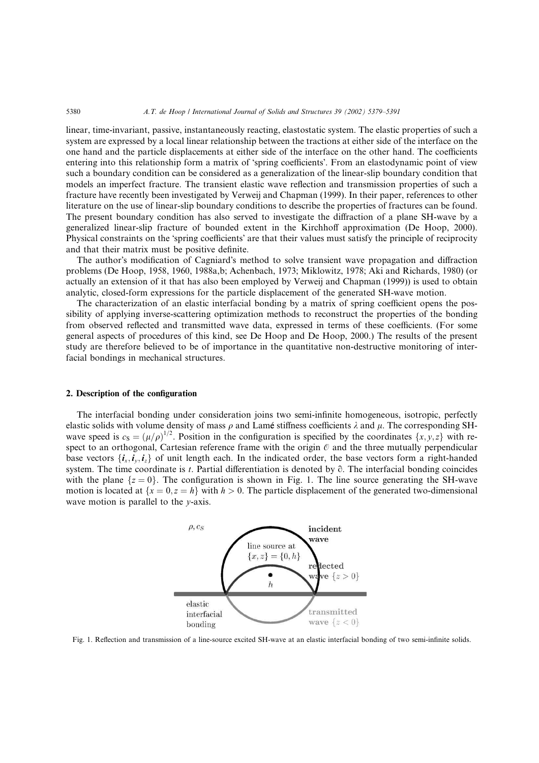linear, time-invariant, passive, instantaneously reacting, elastostatic system. The elastic properties of such a system are expressed by a local linear relationship between the tractions at either side of the interface on the one hand and the particle displacements at either side of the interface on the other hand. The coefficients entering into this relationship form a matrix of 'spring coefficients'. From an elastodynamic point of view such a boundary condition can be considered as a generalization of the linear-slip boundary condition that models an imperfect fracture. The transient elastic wave reflection and transmission properties of such a fracture have recently been investigated by Verweij and Chapman (1999). In their paper, references to other literature on the use of linear-slip boundary conditions to describe the properties of fractures can be found. The present boundary condition has also served to investigate the diffraction of a plane SH-wave by a generalized linear-slip fracture of bounded extent in the Kirchhoff approximation (De Hoop, 2000). Physical constraints on the 'spring coefficients' are that their values must satisfy the principle of reciprocity and that their matrix must be positive definite.

The author's modification of Cagniard's method to solve transient wave propagation and diffraction problems (De Hoop, 1958, 1960, 1988a,b; Achenbach, 1973; Miklowitz, 1978; Aki and Richards, 1980) (or actually an extension of it that has also been employed by Verweij and Chapman (1999)) is used to obtain analytic, closed-form expressions for the particle displacement of the generated SH-wave motion.

The characterization of an elastic interfacial bonding by a matrix of spring coefficient opens the possibility of applying inverse-scattering optimization methods to reconstruct the properties of the bonding from observed reflected and transmitted wave data, expressed in terms of these coefficients. (For some general aspects of procedures of this kind, see De Hoop and De Hoop, 2000.) The results of the present study are therefore believed to be of importance in the quantitative non-destructive monitoring of interfacial bondings in mechanical structures.

## 2. Description of the configuration

The interfacial bonding under consideration joins two semi-infinite homogeneous, isotropic, perfectly elastic solids with volume density of mass $\rho$ and Lamé stiffness coefficients $\lambda$ and $\mu$. The corresponding SH-wave speed is $c_S = (\mu/\rho)^{1/2}$. Position in the configuration is specified by the coordinates $\{x, y, z\}$ with respect to an orthogonal, Cartesian reference frame with the origin $\mathcal{O}$ and the three mutually perpendicular base vectors $\{\boldsymbol{i}_x, \boldsymbol{i}_y, \boldsymbol{i}_z\}$ of unit length each. In the indicated order, the base vectors form a right-handed system. The time coordinate is $t$. Partial differentiation is denoted by $\partial$. The interfacial bonding coincides with the plane $\{z = 0\}$. The configuration is shown in Fig. 1. The line source generating the SH-wave motion is located at $\{x = 0, z = h\}$ with $h > 0$. The particle displacement of the generated two-dimensional wave motion is parallel to the $y$-axis.

Fig. 1. Reflection and transmission of a line-source excited SH-wave at an elastic interfacial bonding of two semi-infinite solids.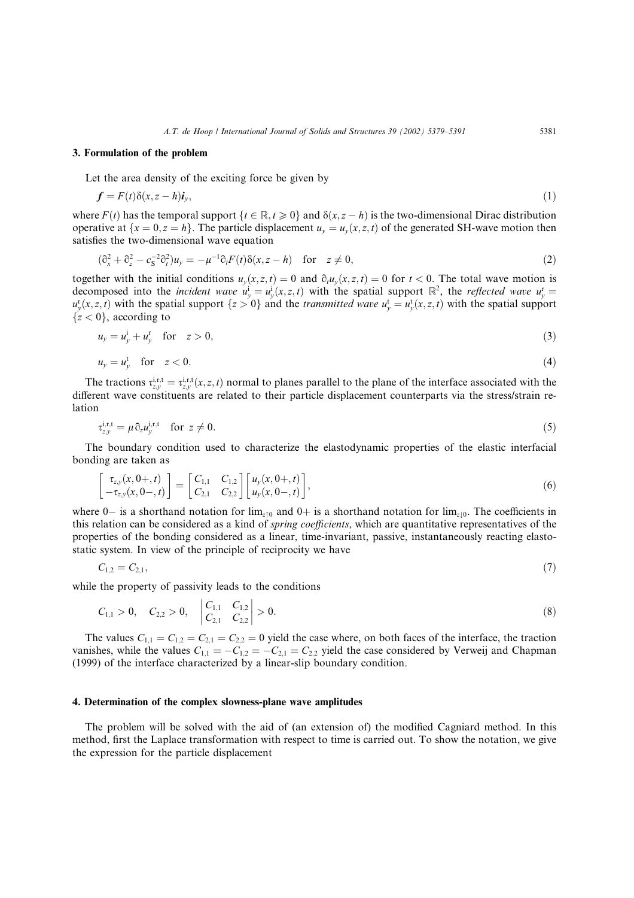## 3. Formulation of the problem

Let the area density of the exciting force be given by

$$\boldsymbol{f} = F(t)\delta(x, z - h)\boldsymbol{i}_y, \tag{1}$$

where $F(t)$ has the temporal support $\{t \in \mathbb{R}, t \geqslant 0\}$ and $\delta(x, z - h)$ is the two-dimensional Dirac distribution operative at $\{x = 0, z = h\}$. The particle displacement $u_y = u_y(x, z, t)$ of the generated SH-wave motion then satisfies the two-dimensional wave equation

$$(\partial_x^2 + \partial_z^2 - c_S^{-2}\partial_t^2)u_y = -\mu^{-1}\partial_t F(t)\delta(x, z - h) \quad \text{for} \quad z \neq 0, \tag{2}$$

together with the initial conditions $u_y(x, z, t) = 0$ and $\partial_t u_y(x, z, t) = 0$ for $t < 0$. The total wave motion is decomposed into the *incident wave* $u_y^{\mathrm{i}} = u_y^{\mathrm{i}}(x, z, t)$ with the spatial support $\mathbb{R}^2$, the *reflected wave* $u_y^{\mathrm{r}} = u_y^{\mathrm{r}}(x, z, t)$ with the spatial support $\{z > 0\}$ and the *transmitted wave* $u_y^{\mathrm{t}} = u_y^{\mathrm{t}}(x, z, t)$ with the spatial support $\{z < 0\}$, according to

$$u_y = u_y^{\mathrm{i}} + u_y^{\mathrm{r}} \quad \text{for} \quad z > 0, \tag{3}$$

$$u_y = u_y^{\mathrm{t}} \quad \text{for} \quad z < 0. \tag{4}$$

The tractions $\tau_{z,y}^{\mathrm{i,r,t}} = \tau_{z,y}^{\mathrm{i,r,t}}(x, z, t)$ normal to planes parallel to the plane of the interface associated with the different wave constituents are related to their particle displacement counterparts via the stress/strain relation

$$\tau_{z,y}^{\mathrm{i,r,t}} = \mu\partial_z u_y^{\mathrm{i,r,t}} \quad \text{for } z \neq 0. \tag{5}$$

The boundary condition used to characterize the elastodynamic properties of the elastic interfacial bonding are taken as

$$\begin{bmatrix} \tau_{z,y}(x, 0+, t) \\ -\tau_{z,y}(x, 0-, t) \end{bmatrix} = \begin{bmatrix} C_{1,1} & C_{1,2} \\ C_{2,1} & C_{2,2} \end{bmatrix} \begin{bmatrix} u_y(x, 0+, t) \\ u_y(x, 0-, t) \end{bmatrix}, \tag{6}$$

where $0-$ is a shorthand notation for $\lim_{z \uparrow 0}$ and $0+$ is a shorthand notation for $\lim_{z \downarrow 0}$. The coefficients in this relation can be considered as a kind of *spring coefficients*, which are quantitative representatives of the properties of the bonding considered as a linear, time-invariant, passive, instantaneously reacting elastostatic system. In view of the principle of reciprocity we have

$$C_{1,2} = C_{2,1}, \tag{7}$$

while the property of passivity leads to the conditions

$$C_{1,1} > 0, \quad C_{2,2} > 0, \quad \begin{vmatrix} C_{1,1} & C_{1,2} \\ C_{2,1} & C_{2,2} \end{vmatrix} > 0. \tag{8}$$

The values $C_{1,1} = C_{1,2} = C_{2,1} = C_{2,2} = 0$ yield the case where, on both faces of the interface, the traction vanishes, while the values $C_{1,1} = -C_{1,2} = -C_{2,1} = C_{2,2}$ yield the case considered by Verweij and Chapman (1999) of the interface characterized by a linear-slip boundary condition.

## 4. Determination of the complex slowness-plane wave amplitudes

The problem will be solved with the aid of (an extension of) the modified Cagniard method. In this method, first the Laplace transformation with respect to time is carried out. To show the notation, we give the expression for the particle displacement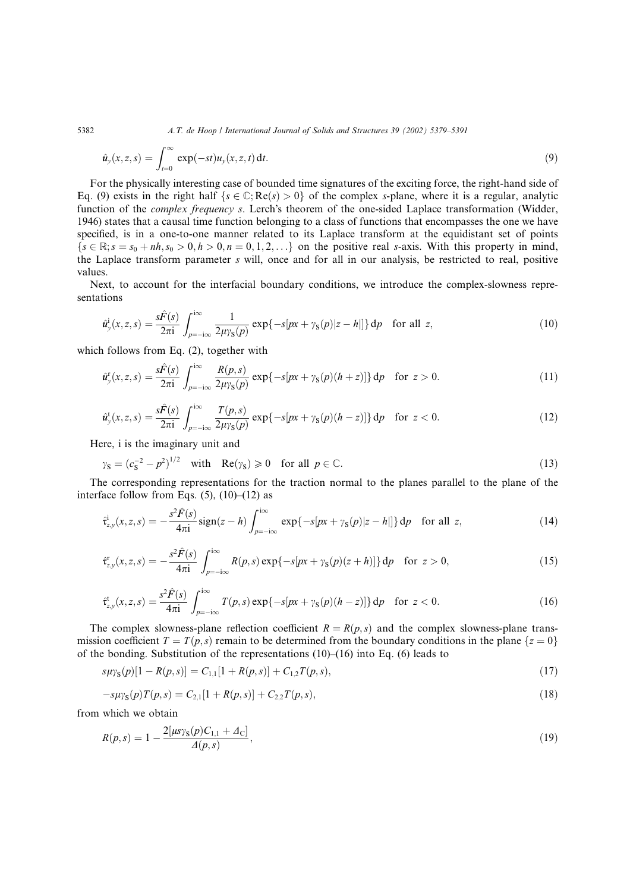$$\hat{u}_y(x,z,s) = \int_{t=0}^{\infty} \exp(-st) u_y(x,z,t)\,\mathrm{d}t. \tag{9}$$

For the physically interesting case of bounded time signatures of the exciting force, the right-hand side of Eq. (9) exists in the right half $\{s \in \mathbb{C}; \mathrm{Re}(s) > 0\}$ of the complex $s$-plane, where it is a regular, analytic function of the *complex frequency* $s$. Lerch's theorem of the one-sided Laplace transformation (Widder, 1946) states that a causal time function belonging to a class of functions that encompasses the one we have specified, is in a one-to-one manner related to its Laplace transform at the equidistant set of points $\{s \in \mathbb{R}; s = s_0 + nh, s_0 > 0, h > 0, n = 0, 1, 2, \ldots\}$ on the positive real $s$-axis. With this property in mind, the Laplace transform parameter $s$ will, once and for all in our analysis, be restricted to real, positive values.

Next, to account for the interfacial boundary conditions, we introduce the complex-slowness representations

$$\hat{u}_y^{\mathrm{i}}(x,z,s) = \frac{s\hat{F}(s)}{2\pi\mathrm{i}} \int_{p=-\mathrm{i}\infty}^{\mathrm{i}\infty} \frac{1}{2\mu\gamma_{\mathrm{S}}(p)} \exp\{-s[px + \gamma_{\mathrm{S}}(p)|z-h|]\}\,\mathrm{d}p \quad \text{for all } z, \tag{10}$$

which follows from Eq. (2), together with

$$\hat{u}_y^{\mathrm{r}}(x,z,s) = \frac{s\hat{F}(s)}{2\pi\mathrm{i}} \int_{p=-\mathrm{i}\infty}^{\mathrm{i}\infty} \frac{R(p,s)}{2\mu\gamma_{\mathrm{S}}(p)} \exp\{-s[px + \gamma_{\mathrm{S}}(p)(h+z)]\}\,\mathrm{d}p \quad \text{for } z > 0. \tag{11}$$

$$\hat{u}_y^{\mathrm{t}}(x,z,s) = \frac{s\hat{F}(s)}{2\pi\mathrm{i}} \int_{p=-\mathrm{i}\infty}^{\mathrm{i}\infty} \frac{T(p,s)}{2\mu\gamma_{\mathrm{S}}(p)} \exp\{-s[px + \gamma_{\mathrm{S}}(p)(h-z)]\}\,\mathrm{d}p \quad \text{for } z < 0. \tag{12}$$

Here, i is the imaginary unit and

$$\gamma_{\mathrm{S}} = (c_{\mathrm{S}}^{-2} - p^2)^{1/2} \quad \text{with} \quad \mathrm{Re}(\gamma_{\mathrm{S}}) \geqslant 0 \quad \text{for all } p \in \mathbb{C}. \tag{13}$$

The corresponding representations for the traction normal to the planes parallel to the plane of the interface follow from Eqs. (5), (10)–(12) as

$$\hat{\tau}_{z,y}^{\mathrm{i}}(x,z,s) = -\frac{s^2\hat{F}(s)}{4\pi\mathrm{i}} \operatorname{sign}(z-h) \int_{p=-\mathrm{i}\infty}^{\mathrm{i}\infty} \exp\{-s[px + \gamma_{\mathrm{S}}(p)|z-h|]\}\,\mathrm{d}p \quad \text{for all } z, \tag{14}$$

$$\hat{\tau}_{z,y}^{\mathrm{r}}(x,z,s) = -\frac{s^2\hat{F}(s)}{4\pi\mathrm{i}} \int_{p=-\mathrm{i}\infty}^{\mathrm{i}\infty} R(p,s) \exp\{-s[px + \gamma_{\mathrm{S}}(p)(z+h)]\}\,\mathrm{d}p \quad \text{for } z > 0, \tag{15}$$

$$\hat{\tau}_{z,y}^{\mathrm{t}}(x,z,s) = \frac{s^2\hat{F}(s)}{4\pi\mathrm{i}} \int_{p=-\mathrm{i}\infty}^{\mathrm{i}\infty} T(p,s) \exp\{-s[px + \gamma_{\mathrm{S}}(p)(h-z)]\}\,\mathrm{d}p \quad \text{for } z < 0. \tag{16}$$

The complex slowness-plane reflection coefficient $R = R(p,s)$ and the complex slowness-plane transmission coefficient $T = T(p,s)$ remain to be determined from the boundary conditions in the plane $\{z = 0\}$ of the bonding. Substitution of the representations (10)–(16) into Eq. (6) leads to

$$s\mu\gamma_{\mathrm{S}}(p)[1 - R(p,s)] = C_{1,1}[1 + R(p,s)] + C_{1,2}T(p,s), \tag{17}$$

$$-s\mu\gamma_{\mathrm{S}}(p)T(p,s) = C_{2,1}[1 + R(p,s)] + C_{2,2}T(p,s), \tag{18}$$

from which we obtain

$$R(p,s) = 1 - \frac{2[\mu s\gamma_{\mathrm{S}}(p)C_{1,1} + \Delta_{\mathrm{C}}]}{\Delta(p,s)}, \tag{19}$$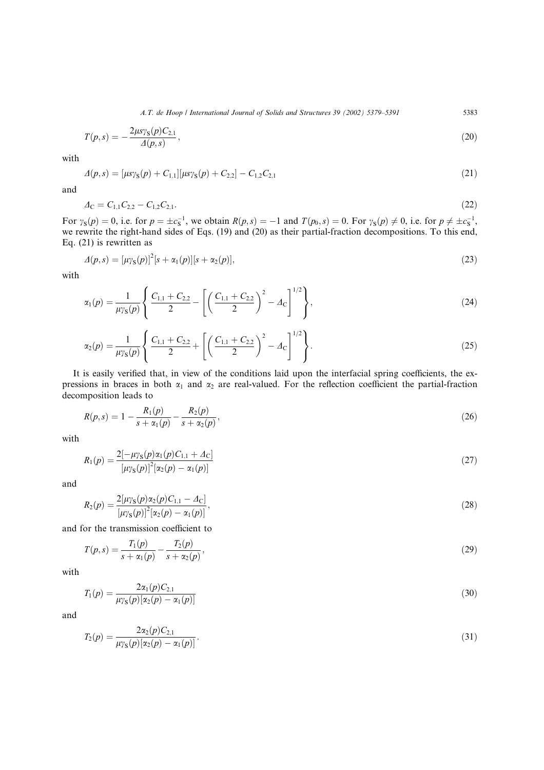$$T(p,s) = -\frac{2\mu s \gamma_S(p) C_{2,1}}{\Delta(p,s)}, \tag{20}$$

with

$$\Delta(p,s) = [\mu s \gamma_S(p) + C_{1,1}][\mu s \gamma_S(p) + C_{2,2}] - C_{1,2}C_{2,1} \tag{21}$$

and

$$\Delta_C = C_{1,1}C_{2,2} - C_{1,2}C_{2,1}. \tag{22}$$

For $\gamma_S(p) = 0$, i.e. for $p = \pm c_S^{-1}$, we obtain $R(p,s) = -1$ and $T(p_0,s) = 0$. For $\gamma_S(p) \neq 0$, i.e. for $p \neq \pm c_S^{-1}$, we rewrite the right-hand sides of Eqs. (19) and (20) as their partial-fraction decompositions. To this end, Eq. (21) is rewritten as

$$\Delta(p,s) = [\mu \gamma_S(p)]^2 [s + \alpha_1(p)][s + \alpha_2(p)], \tag{23}$$

with

$$\alpha_1(p) = \frac{1}{\mu \gamma_S(p)} \left\{ \frac{C_{1,1} + C_{2,2}}{2} - \left[ \left( \frac{C_{1,1} + C_{2,2}}{2} \right)^2 - \Delta_C \right]^{1/2} \right\}, \tag{24}$$

$$\alpha_2(p) = \frac{1}{\mu \gamma_S(p)} \left\{ \frac{C_{1,1} + C_{2,2}}{2} + \left[ \left( \frac{C_{1,1} + C_{2,2}}{2} \right)^2 - \Delta_C \right]^{1/2} \right\}. \tag{25}$$

It is easily verified that, in view of the conditions laid upon the interfacial spring coefficients, the expressions in braces in both $\alpha_1$ and $\alpha_2$ are real-valued. For the reflection coefficient the partial-fraction decomposition leads to

$$R(p,s) = 1 - \frac{R_1(p)}{s + \alpha_1(p)} - \frac{R_2(p)}{s + \alpha_2(p)}, \tag{26}$$

with

$$R_1(p) = \frac{2[-\mu \gamma_S(p) \alpha_1(p) C_{1,1} + \Delta_C]}{[\mu \gamma_S(p)]^2 [\alpha_2(p) - \alpha_1(p)]} \tag{27}$$

and

$$R_2(p) = \frac{2[\mu \gamma_S(p) \alpha_2(p) C_{1,1} - \Delta_C]}{[\mu \gamma_S(p)]^2 [\alpha_2(p) - \alpha_1(p)]}, \tag{28}$$

and for the transmission coefficient to

$$T(p,s) = \frac{T_1(p)}{s + \alpha_1(p)} - \frac{T_2(p)}{s + \alpha_2(p)}, \tag{29}$$

with

$$T_1(p) = \frac{2\alpha_1(p) C_{2,1}}{\mu \gamma_S(p)[\alpha_2(p) - \alpha_1(p)]} \tag{30}$$

and

$$T_2(p) = \frac{2\alpha_2(p) C_{2,1}}{\mu \gamma_S(p)[\alpha_2(p) - \alpha_1(p)]}. \tag{31}$$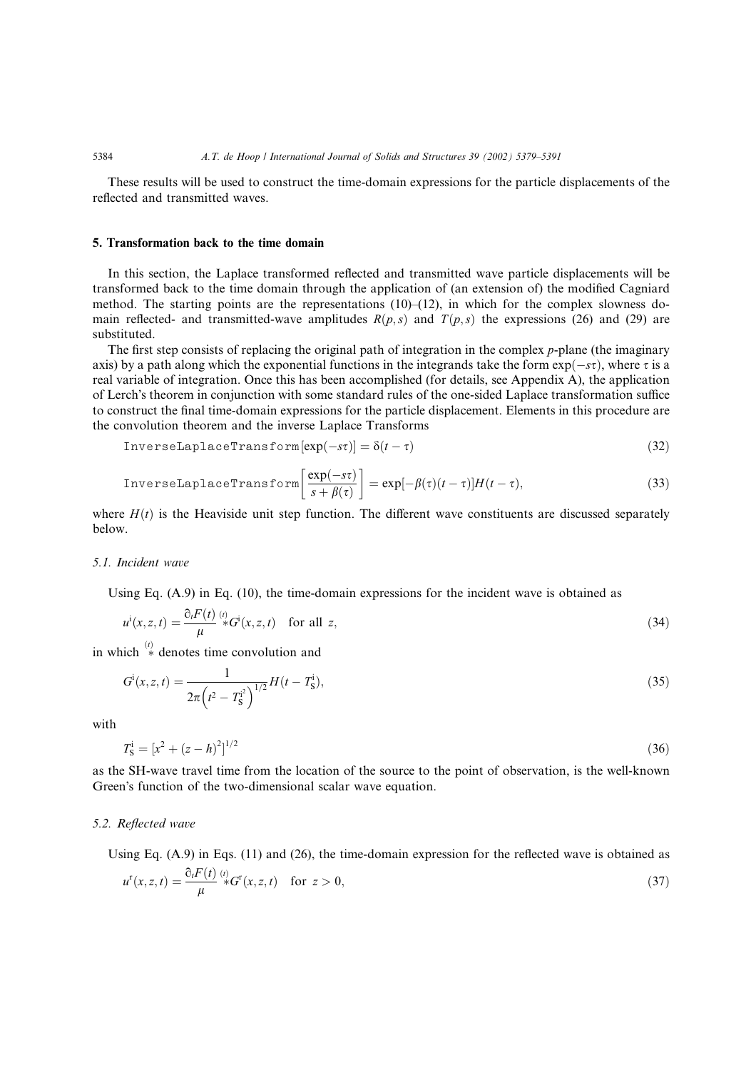These results will be used to construct the time-domain expressions for the particle displacements of the reflected and transmitted waves.

## 5. Transformation back to the time domain

In this section, the Laplace transformed reflected and transmitted wave particle displacements will be transformed back to the time domain through the application of (an extension of) the modified Cagniard method. The starting points are the representations (10)–(12), in which for the complex slowness domain reflected- and transmitted-wave amplitudes $R(p,s)$ and $T(p,s)$ the expressions (26) and (29) are substituted.

The first step consists of replacing the original path of integration in the complex $p$-plane (the imaginary axis) by a path along which the exponential functions in the integrands take the form $\exp(-s\tau)$, where $\tau$ is a real variable of integration. Once this has been accomplished (for details, see Appendix A), the application of Lerch's theorem in conjunction with some standard rules of the one-sided Laplace transformation suffice to construct the final time-domain expressions for the particle displacement. Elements in this procedure are the convolution theorem and the inverse Laplace Transforms

$$\texttt{InverseLaplaceTransform}[\exp(-s\tau)] = \delta(t-\tau) \tag{32}$$

$$\texttt{InverseLaplaceTransform}\left[\frac{\exp(-s\tau)}{s+\beta(\tau)}\right] = \exp[-\beta(\tau)(t-\tau)]H(t-\tau), \tag{33}$$

where $H(t)$ is the Heaviside unit step function. The different wave constituents are discussed separately below.

### 5.1. Incident wave

Using Eq. (A.9) in Eq. (10), the time-domain expressions for the incident wave is obtained as

$$u^{\mathrm{i}}(x,z,t) = \frac{\partial_t F(t)}{\mu} \overset{(t)}{*} G^{\mathrm{i}}(x,z,t) \quad \text{for all } z, \tag{34}$$

in which $\overset{(t)}{*}$ denotes time convolution and

$$G^{\mathrm{i}}(x,z,t) = \frac{1}{2\pi\left(t^2 - T_{\mathrm{S}}^{\mathrm{i}^2}\right)^{1/2}} H(t - T_{\mathrm{S}}^{\mathrm{i}}), \tag{35}$$

with

$$T_{\mathrm{S}}^{\mathrm{i}} = [x^2 + (z-h)^2]^{1/2} \tag{36}$$

as the SH-wave travel time from the location of the source to the point of observation, is the well-known Green's function of the two-dimensional scalar wave equation.

### 5.2. Reflected wave

Using Eq. (A.9) in Eqs. (11) and (26), the time-domain expression for the reflected wave is obtained as

$$u^{\mathrm{r}}(x,z,t) = \frac{\partial_t F(t)}{\mu} \overset{(t)}{*} G^{\mathrm{r}}(x,z,t) \quad \text{for } z > 0, \tag{37}$$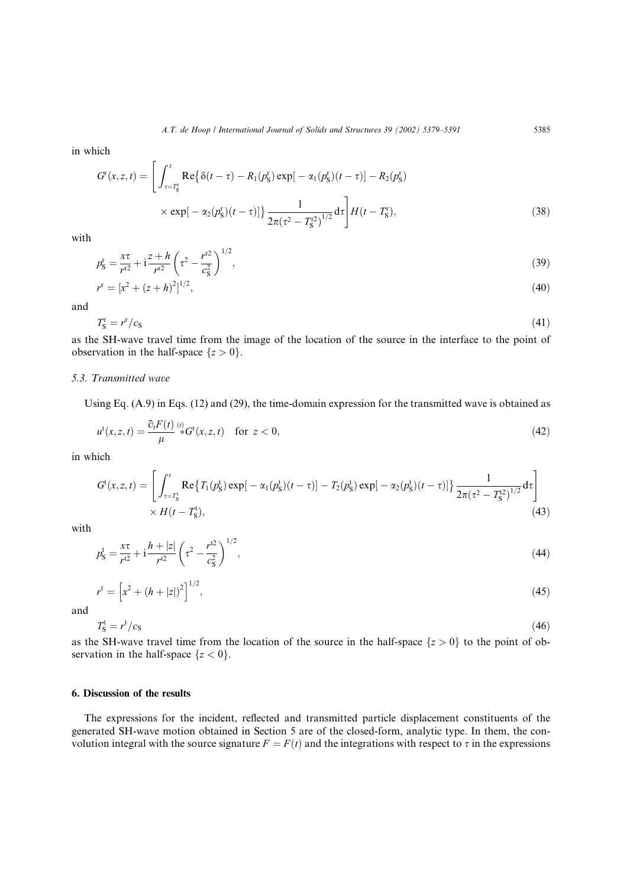in which

$$
G^{\mathrm{r}}(x,z,t) = \left[ \int_{\tau=T_{\mathrm{S}}^{\mathrm{r}}}^{t} \mathrm{Re}\left\{ \delta(t-\tau) - R_1(p_{\mathrm{S}}^{\mathrm{r}}) \exp[-\alpha_1(p_{\mathrm{S}}^{\mathrm{r}})(t-\tau)] - R_2(p_{\mathrm{S}}^{\mathrm{r}}) \times \exp[-\alpha_2(p_{\mathrm{S}}^{\mathrm{r}})(t-\tau)] \right\} \frac{1}{2\pi(\tau^2 - T_{\mathrm{S}}^{\mathrm{r}2})^{1/2}} \mathrm{d}\tau \right] H(t - T_{\mathrm{S}}^{\mathrm{r}}), \tag{38}
$$

with

$$
p_{\mathrm{S}}^{\mathrm{r}} = \frac{x\tau}{r^{\mathrm{r}2}} + \mathrm{i}\frac{z+h}{r^{\mathrm{r}2}}\left(\tau^2 - \frac{r^{\mathrm{r}2}}{c_{\mathrm{S}}^2}\right)^{1/2}, \tag{39}
$$

$$
r^{\mathrm{r}} = [x^2 + (z+h)^2]^{1/2}, \tag{40}
$$

and

$$
T_{\mathrm{S}}^{\mathrm{r}} = r^{\mathrm{r}}/c_{\mathrm{S}} \tag{41}
$$

as the SH-wave travel time from the image of the location of the source in the interface to the point of observation in the half-space $\{z > 0\}$.

### 5.3. Transmitted wave

Using Eq. (A.9) in Eqs. (12) and (29), the time-domain expression for the transmitted wave is obtained as

$$
u^{\mathrm{t}}(x,z,t) = \frac{\partial_t F(t)}{\mu} \overset{(t)}{*} G^{\mathrm{t}}(x,z,t) \quad \text{for } z < 0, \tag{42}
$$

in which

$$
G^{\mathrm{t}}(x,z,t) = \left[ \int_{\tau=T_{\mathrm{S}}^{\mathrm{t}}}^{t} \mathrm{Re}\left\{ T_1(p_{\mathrm{S}}^{\mathrm{t}}) \exp[-\alpha_1(p_{\mathrm{S}}^{\mathrm{t}})(t-\tau)] - T_2(p_{\mathrm{S}}^{\mathrm{t}}) \exp[-\alpha_2(p_{\mathrm{S}}^{\mathrm{t}})(t-\tau)] \right\} \frac{1}{2\pi(\tau^2 - T_{\mathrm{S}}^{\mathrm{t}2})^{1/2}} \mathrm{d}\tau \right] \times H(t - T_{\mathrm{S}}^{\mathrm{t}}), \tag{43}
$$

with

$$
p_{\mathrm{S}}^{\mathrm{t}} = \frac{x\tau}{r^{\mathrm{t}2}} + \mathrm{i}\frac{h+|z|}{r^{\mathrm{t}2}}\left(\tau^2 - \frac{r^{\mathrm{t}2}}{c_{\mathrm{S}}^2}\right)^{1/2}, \tag{44}
$$

$$
r^{\mathrm{t}} = \left[x^2 + (h+|z|)^2\right]^{1/2}, \tag{45}
$$

and

$$
T_{\mathrm{S}}^{\mathrm{t}} = r^{\mathrm{t}}/c_{\mathrm{S}} \tag{46}
$$

as the SH-wave travel time from the location of the source in the half-space $\{z > 0\}$ to the point of observation in the half-space $\{z < 0\}$.

## 6. Discussion of the results

The expressions for the incident, reflected and transmitted particle displacement constituents of the generated SH-wave motion obtained in Section 5 are of the closed-form, analytic type. In them, the convolution integral with the source signature $F = F(t)$ and the integrations with respect to $\tau$ in the expressions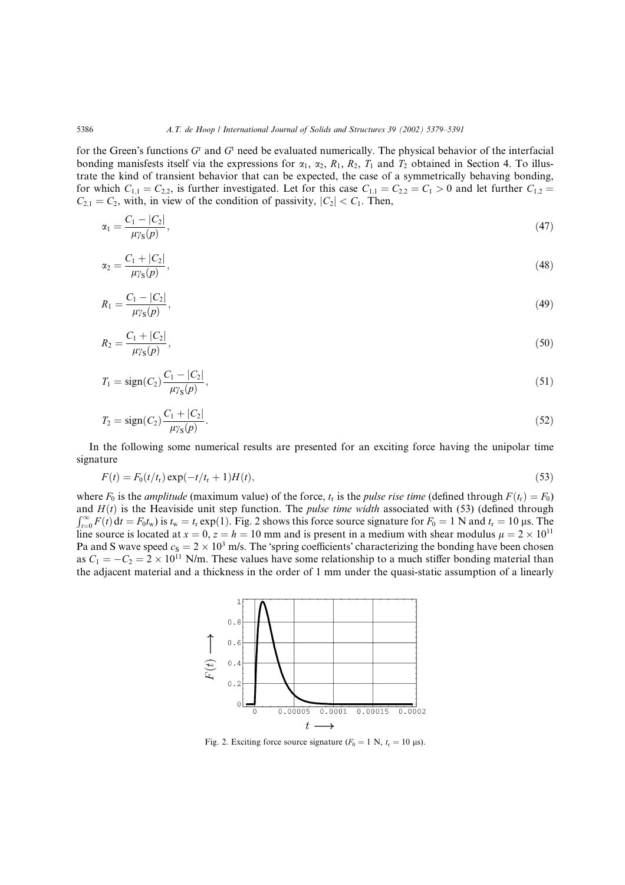for the Green's functions $G^r$ and $G^t$ need be evaluated numerically. The physical behavior of the interfacial bonding manifests itself via the expressions for $\alpha_1$, $\alpha_2$, $R_1$, $R_2$, $T_1$ and $T_2$ obtained in Section 4. To illustrate the kind of transient behavior that can be expected, the case of a symmetrically behaving bonding, for which $C_{1,1} = C_{2,2}$, is further investigated. Let for this case $C_{1,1} = C_{2,2} = C_1 > 0$ and let further $C_{1,2} = C_{2,1} = C_2$, with, in view of the condition of passivity, $|C_2| < C_1$. Then,

$$\alpha_1 = \frac{C_1 - |C_2|}{\mu\gamma_S(p)}, \tag{47}$$

$$\alpha_2 = \frac{C_1 + |C_2|}{\mu\gamma_S(p)}, \tag{48}$$

$$R_1 = \frac{C_1 - |C_2|}{\mu\gamma_S(p)}, \tag{49}$$

$$R_2 = \frac{C_1 + |C_2|}{\mu\gamma_S(p)}, \tag{50}$$

$$T_1 = \mathrm{sign}(C_2)\frac{C_1 - |C_2|}{\mu\gamma_S(p)}, \tag{51}$$

$$T_2 = \mathrm{sign}(C_2)\frac{C_1 + |C_2|}{\mu\gamma_S(p)}. \tag{52}$$

In the following some numerical results are presented for an exciting force having the unipolar time signature

$$F(t) = F_0(t/t_r)\exp(-t/t_r + 1)H(t), \tag{53}$$

where $F_0$ is the *amplitude* (maximum value) of the force, $t_r$ is the *pulse rise time* (defined through $F(t_r) = F_0$) and $H(t)$ is the Heaviside unit step function. The *pulse time width* associated with (53) (defined through $\int_{t=0}^{\infty} F(t)\,\mathrm{d}t = F_0 t_w$) is $t_w = t_r \exp(1)$. Fig. 2 shows this force source signature for $F_0 = 1$ N and $t_r = 10$ μs. The line source is located at $x = 0$, $z = h = 10$ mm and is present in a medium with shear modulus $\mu = 2 \times 10^{11}$ Pa and S wave speed $c_S = 2 \times 10^3$ m/s. The 'spring coefficients' characterizing the bonding have been chosen as $C_1 = -C_2 = 2 \times 10^{11}$ N/m. These values have some relationship to a much stiffer bonding material than the adjacent material and a thickness in the order of 1 mm under the quasi-static assumption of a linearly

Fig. 2. Exciting force source signature ($F_0 = 1$ N, $t_r = 10$ μs).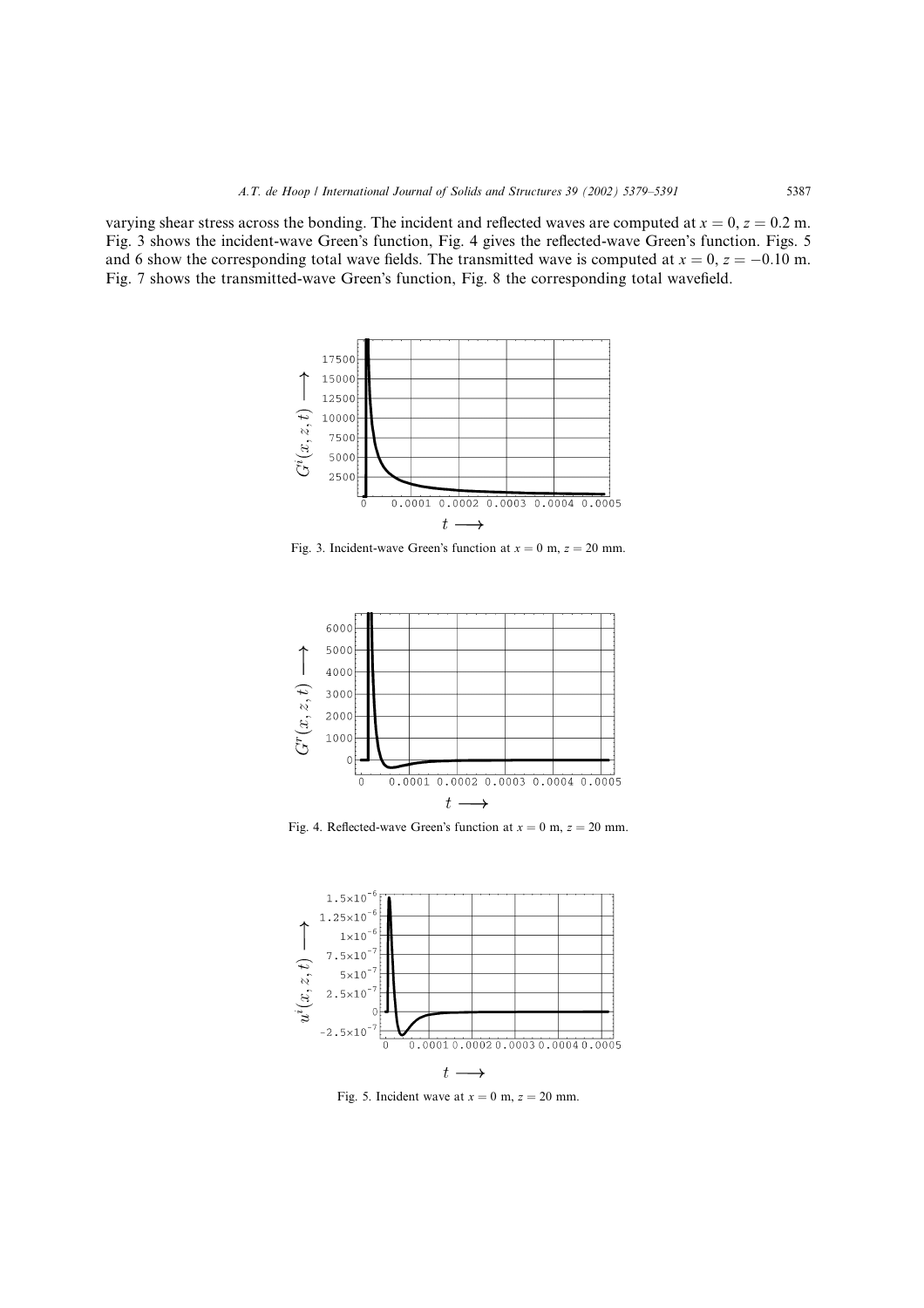varying shear stress across the bonding. The incident and reflected waves are computed at $x = 0$, $z = 0.2$ m. Fig. 3 shows the incident-wave Green's function, Fig. 4 gives the reflected-wave Green's function. Figs. 5 and 6 show the corresponding total wave fields. The transmitted wave is computed at $x = 0$, $z = -0.10$ m. Fig. 7 shows the transmitted-wave Green's function, Fig. 8 the corresponding total wavefield.

Fig. 3. Incident-wave Green's function at $x = 0$ m, $z = 20$ mm.

Fig. 4. Reflected-wave Green's function at $x = 0$ m, $z = 20$ mm.

Fig. 5. Incident wave at $x = 0$ m, $z = 20$ mm.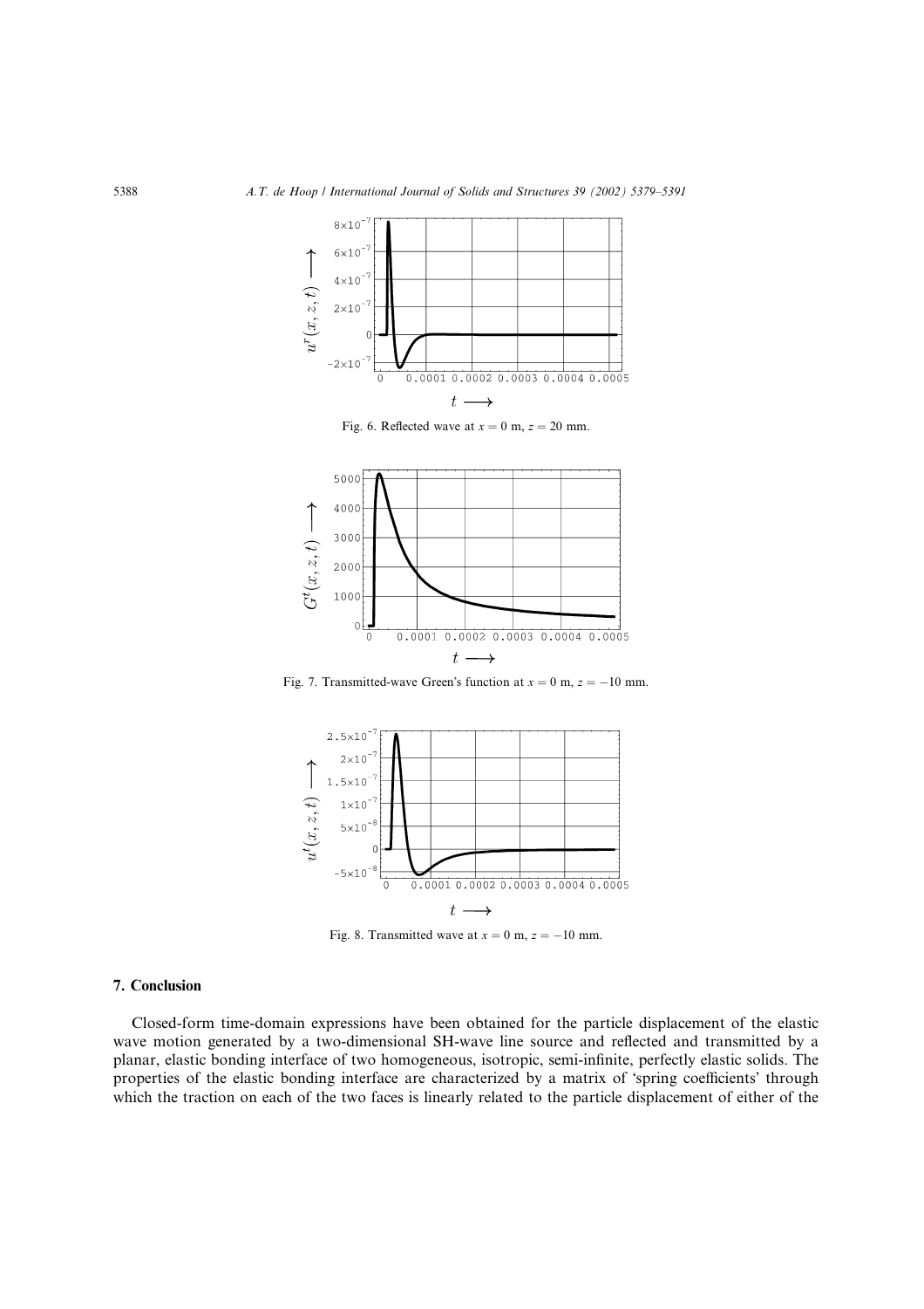Fig. 6. Reflected wave at $x = 0$ m, $z = 20$ mm.

Fig. 7. Transmitted-wave Green's function at $x = 0$ m, $z = -10$ mm.

Fig. 8. Transmitted wave at $x = 0$ m, $z = -10$ mm.

## 7. Conclusion

Closed-form time-domain expressions have been obtained for the particle displacement of the elastic wave motion generated by a two-dimensional SH-wave line source and reflected and transmitted by a planar, elastic bonding interface of two homogeneous, isotropic, semi-infinite, perfectly elastic solids. The properties of the elastic bonding interface are characterized by a matrix of 'spring coefficients' through which the traction on each of the two faces is linearly related to the particle displacement of either of the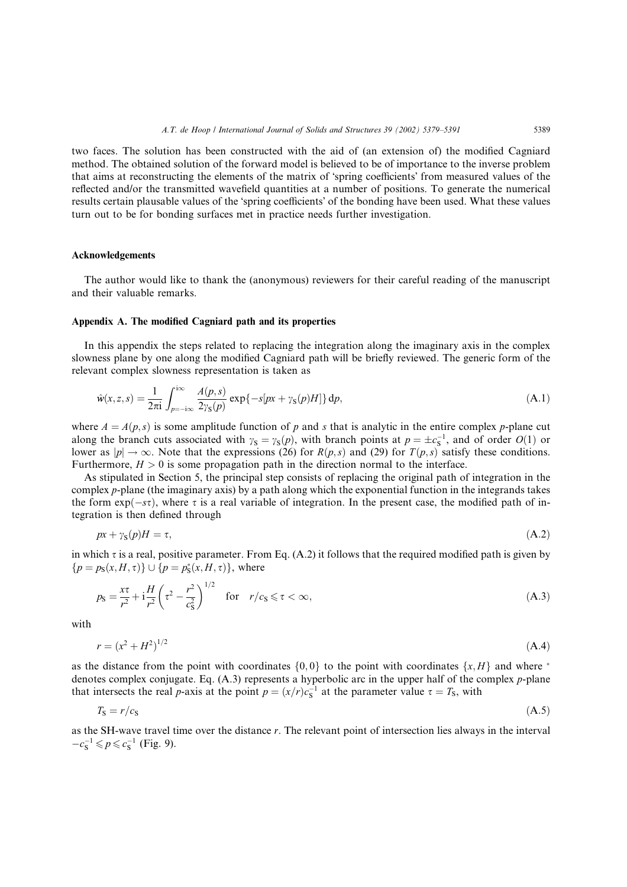two faces. The solution has been constructed with the aid of (an extension of) the modified Cagniard method. The obtained solution of the forward model is believed to be of importance to the inverse problem that aims at reconstructing the elements of the matrix of 'spring coefficients' from measured values of the reflected and/or the transmitted wavefield quantities at a number of positions. To generate the numerical results certain plausible values of the 'spring coefficients' of the bonding have been used. What these values turn out to be for bonding surfaces met in practice needs further investigation.

## Acknowledgements

The author would like to thank the (anonymous) reviewers for their careful reading of the manuscript and their valuable remarks.

## Appendix A. The modified Cagniard path and its properties

In this appendix the steps related to replacing the integration along the imaginary axis in the complex slowness plane by one along the modified Cagniard path will be briefly reviewed. The generic form of the relevant complex slowness representation is taken as

$$\hat{w}(x,z,s) = \frac{1}{2\pi \mathrm{i}} \int_{p=-\mathrm{i}\infty}^{\mathrm{i}\infty} \frac{A(p,s)}{2\gamma_{\mathrm{S}}(p)} \exp\{-s[px + \gamma_{\mathrm{S}}(p)H]\}\,\mathrm{d}p, \tag{A.1}$$

where $A = A(p,s)$ is some amplitude function of $p$ and $s$ that is analytic in the entire complex $p$-plane cut along the branch cuts associated with $\gamma_{\mathrm{S}} = \gamma_{\mathrm{S}}(p)$, with branch points at $p = \pm c_{\mathrm{S}}^{-1}$, and of order $O(1)$ or lower as $|p| \to \infty$. Note that the expressions (26) for $R(p,s)$ and (29) for $T(p,s)$ satisfy these conditions. Furthermore, $H > 0$ is some propagation path in the direction normal to the interface.

As stipulated in Section 5, the principal step consists of replacing the original path of integration in the complex $p$-plane (the imaginary axis) by a path along which the exponential function in the integrands takes the form $\exp(-s\tau)$, where $\tau$ is a real variable of integration. In the present case, the modified path of integration is then defined through

$$px + \gamma_{\mathrm{S}}(p)H = \tau, \tag{A.2}$$

in which $\tau$ is a real, positive parameter. From Eq. (A.2) it follows that the required modified path is given by $\{p = p_{\mathrm{S}}(x,H,\tau)\} \cup \{p = p_{\mathrm{S}}^{*}(x,H,\tau)\}$, where

$$p_{\mathrm{S}} = \frac{x\tau}{r^2} + \mathrm{i}\frac{H}{r^2}\left(\tau^2 - \frac{r^2}{c_{\mathrm{S}}^2}\right)^{1/2} \quad \text{for} \quad r/c_{\mathrm{S}} \leqslant \tau < \infty, \tag{A.3}$$

with

$$r = (x^2 + H^2)^{1/2} \tag{A.4}$$

as the distance from the point with coordinates $\{0,0\}$ to the point with coordinates $\{x,H\}$ and where $^*$ denotes complex conjugate. Eq. (A.3) represents a hyperbolic arc in the upper half of the complex $p$-plane that intersects the real $p$-axis at the point $p = (x/r)c_{\mathrm{S}}^{-1}$ at the parameter value $\tau = T_{\mathrm{S}}$, with

$$T_{\mathrm{S}} = r/c_{\mathrm{S}} \tag{A.5}$$

as the SH-wave travel time over the distance $r$. The relevant point of intersection lies always in the interval $-c_{\mathrm{S}}^{-1} \leqslant p \leqslant c_{\mathrm{S}}^{-1}$ (Fig. 9).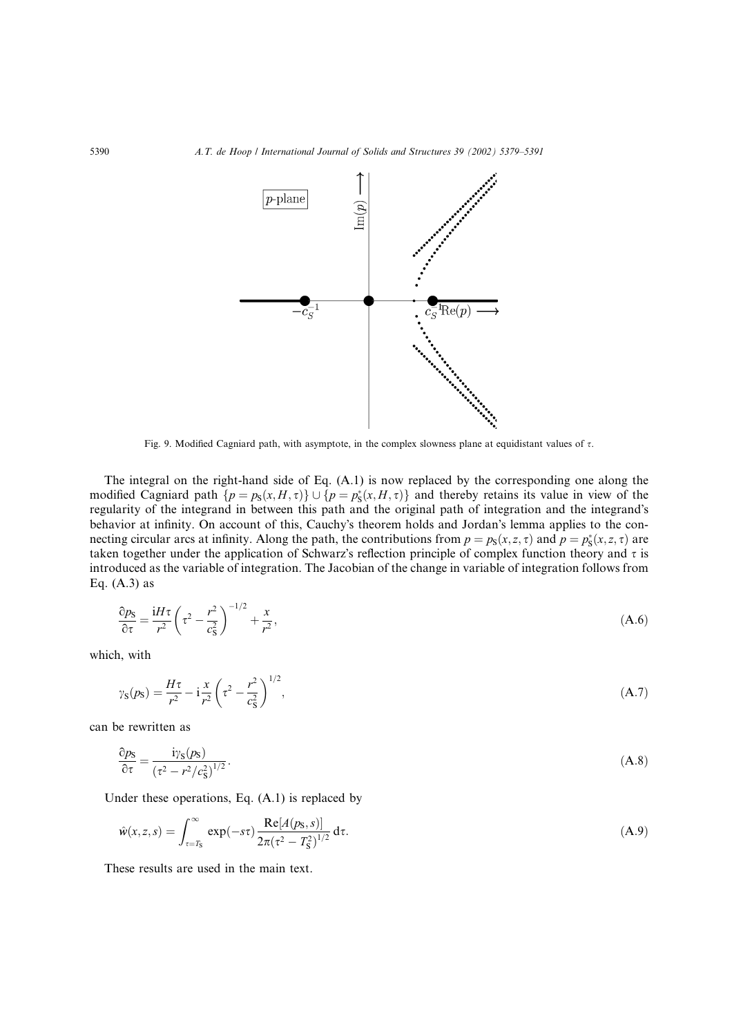Fig. 9. Modified Cagniard path, with asymptote, in the complex slowness plane at equidistant values of $\tau$.

The integral on the right-hand side of Eq. (A.1) is now replaced by the corresponding one along the modified Cagniard path $\{p = p_S(x, H, \tau)\} \cup \{p = p_S^*(x, H, \tau)\}$ and thereby retains its value in view of the regularity of the integrand in between this path and the original path of integration and the integrand's behavior at infinity. On account of this, Cauchy's theorem holds and Jordan's lemma applies to the connecting circular arcs at infinity. Along the path, the contributions from $p = p_S(x, z, \tau)$ and $p = p_S^*(x, z, \tau)$ are taken together under the application of Schwarz's reflection principle of complex function theory and $\tau$ is introduced as the variable of integration. The Jacobian of the change in variable of integration follows from Eq. (A.3) as

$$\frac{\partial p_S}{\partial \tau} = \frac{\mathrm{i}H\tau}{r^2}\left(\tau^2 - \frac{r^2}{c_S^2}\right)^{-1/2} + \frac{x}{r^2}, \tag{A.6}$$

which, with

$$\gamma_S(p_S) = \frac{H\tau}{r^2} - \mathrm{i}\frac{x}{r^2}\left(\tau^2 - \frac{r^2}{c_S^2}\right)^{1/2}, \tag{A.7}$$

can be rewritten as

$$\frac{\partial p_S}{\partial \tau} = \frac{\mathrm{i}\gamma_S(p_S)}{(\tau^2 - r^2/c_S^2)^{1/2}}. \tag{A.8}$$

Under these operations, Eq. (A.1) is replaced by

$$\hat{w}(x, z, s) = \int_{\tau=T_S}^{\infty} \exp(-s\tau) \frac{\mathrm{Re}[A(p_S, s)]}{2\pi(\tau^2 - T_S^2)^{1/2}} \,\mathrm{d}\tau. \tag{A.9}$$

These results are used in the main text.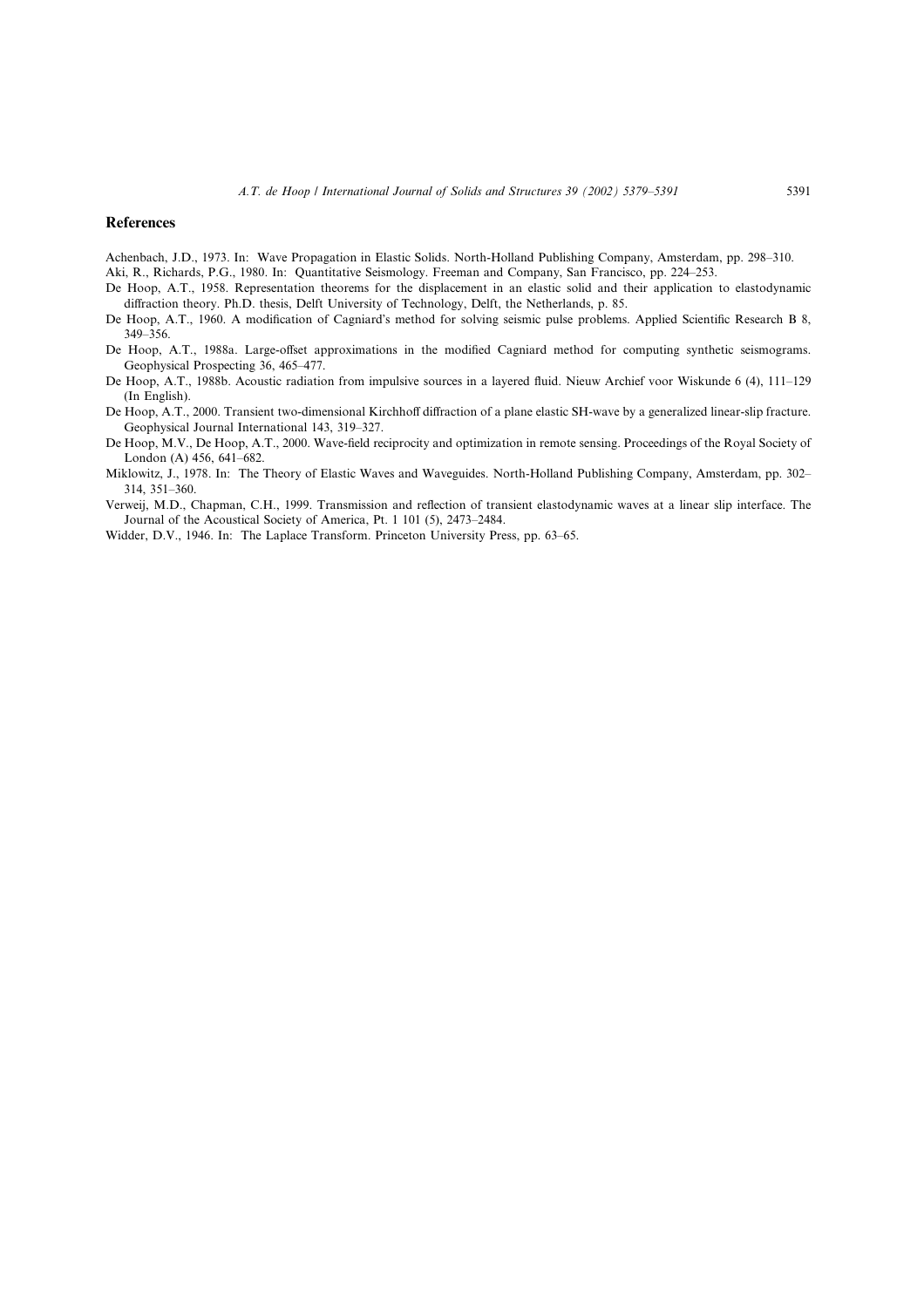## References

Achenbach, J.D., 1973. In: Wave Propagation in Elastic Solids. North-Holland Publishing Company, Amsterdam, pp. 298–310.

Aki, R., Richards, P.G., 1980. In: Quantitative Seismology. Freeman and Company, San Francisco, pp. 224–253.

De Hoop, A.T., 1958. Representation theorems for the displacement in an elastic solid and their application to elastodynamic diffraction theory. Ph.D. thesis, Delft University of Technology, Delft, the Netherlands, p. 85.

De Hoop, A.T., 1960. A modification of Cagniard's method for solving seismic pulse problems. Applied Scientific Research B 8, 349–356.

De Hoop, A.T., 1988a. Large-offset approximations in the modified Cagniard method for computing synthetic seismograms. Geophysical Prospecting 36, 465–477.

De Hoop, A.T., 1988b. Acoustic radiation from impulsive sources in a layered fluid. Nieuw Archief voor Wiskunde 6 (4), 111–129 (In English).

De Hoop, A.T., 2000. Transient two-dimensional Kirchhoff diffraction of a plane elastic SH-wave by a generalized linear-slip fracture. Geophysical Journal International 143, 319–327.

De Hoop, M.V., De Hoop, A.T., 2000. Wave-field reciprocity and optimization in remote sensing. Proceedings of the Royal Society of London (A) 456, 641–682.

Miklowitz, J., 1978. In: The Theory of Elastic Waves and Waveguides. North-Holland Publishing Company, Amsterdam, pp. 302–314, 351–360.

Verweij, M.D., Chapman, C.H., 1999. Transmission and reflection of transient elastodynamic waves at a linear slip interface. The Journal of the Acoustical Society of America, Pt. 1 101 (5), 2473–2484.

Widder, D.V., 1946. In: The Laplace Transform. Princeton University Press, pp. 63–65.